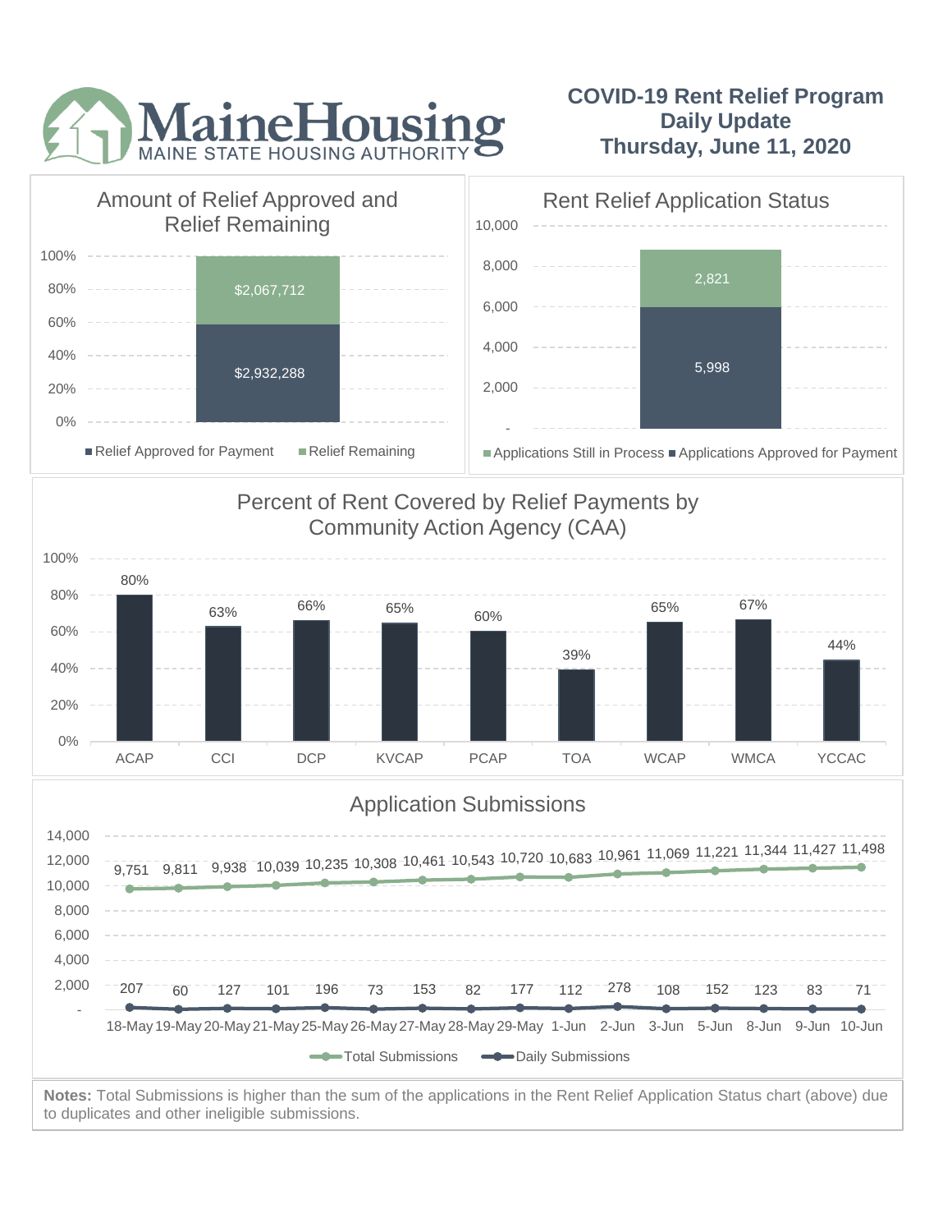# MaineHousing
MAINE STATE HOUSING AUTHORITY

## COVID-19 Rent Relief Program
## Daily Update
## Thursday, June 11, 2020

### Amount of Relief Approved and Relief Remaining

| | Amount |
|---|---|
| Relief Approved for Payment | $2,932,288 |
| Relief Remaining | $2,067,712 |

### Rent Relief Application Status

| | Count |
|---|---|
| Applications Approved for Payment | 5,998 |
| Applications Still in Process | 2,821 |

### Percent of Rent Covered by Relief Payments by Community Action Agency (CAA)

| CAA | Percent |
|---|---|
| ACAP | 80% |
| CCI | 63% |
| DCP | 66% |
| KVCAP | 65% |
| PCAP | 60% |
| TOA | 39% |
| WCAP | 65% |
| WMCA | 67% |
| YCCAC | 44% |

### Application Submissions

| Date | Total Submissions | Daily Submissions |
|---|---|---|
| 18-May | 9,751 | 207 |
| 19-May | 9,811 | 60 |
| 20-May | 9,938 | 127 |
| 21-May | 10,039 | 101 |
| 25-May | 10,235 | 196 |
| 26-May | 10,308 | 73 |
| 27-May | 10,461 | 153 |
| 28-May | 10,543 | 82 |
| 29-May | 10,720 | 177 |
| 1-Jun | 10,683 | 112 |
| 2-Jun | 10,961 | 278 |
| 3-Jun | 11,069 | 108 |
| 5-Jun | 11,221 | 152 |
| 8-Jun | 11,344 | 123 |
| 9-Jun | 11,427 | 83 |
| 10-Jun | 11,498 | 71 |

**Notes:** Total Submissions is higher than the sum of the applications in the Rent Relief Application Status chart (above) due to duplicates and other ineligible submissions.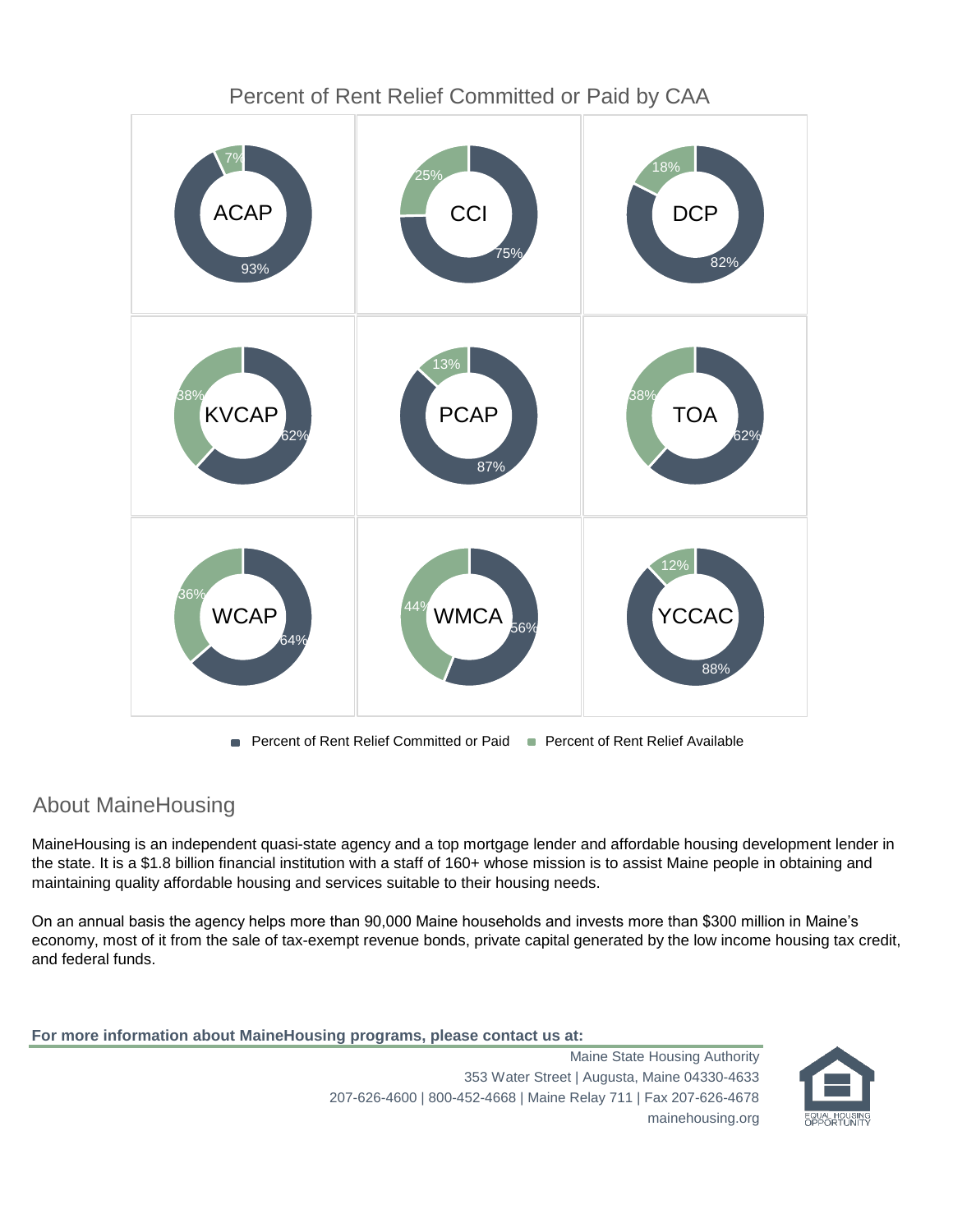## Percent of Rent Relief Committed or Paid by CAA

ACAP
7%
93%

CCI
25%
75%

DCP
18%
82%

KVCAP
38%
62%

PCAP
13%
87%

TOA
38%
62%

WCAP
36%
64%

WMCA
44%
56%

YCCAC
12%
88%

Percent of Rent Relief Committed or Paid
Percent of Rent Relief Available

## About MaineHousing

MaineHousing is an independent quasi-state agency and a top mortgage lender and affordable housing development lender in the state. It is a $1.8 billion financial institution with a staff of 160+ whose mission is to assist Maine people in obtaining and maintaining quality affordable housing and services suitable to their housing needs.

On an annual basis the agency helps more than 90,000 Maine households and invests more than $300 million in Maine's economy, most of it from the sale of tax-exempt revenue bonds, private capital generated by the low income housing tax credit, and federal funds.

**For more information about MaineHousing programs, please contact us at:**

Maine State Housing Authority
353 Water Street | Augusta, Maine 04330-4633
207-626-4600 | 800-452-4668 | Maine Relay 711 | Fax 207-626-4678
mainehousing.org

EQUAL HOUSING OPPORTUNITY